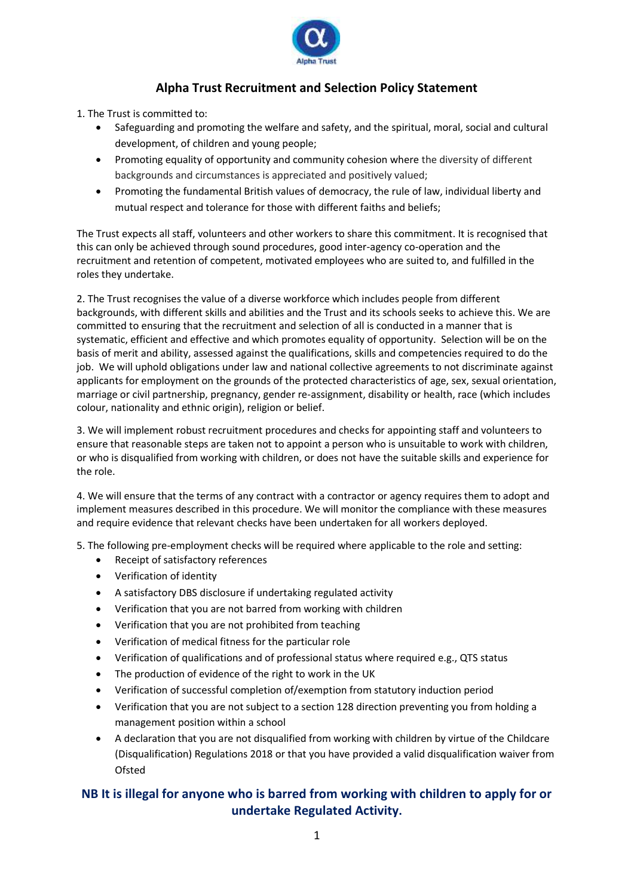# Alpha Trust Recruitment and Selection Policy Statement

1. The Trust is committed to:
   - Safeguarding and promoting the welfare and safety, and the spiritual, moral, social and cultural development, of children and young people;
   - Promoting equality of opportunity and community cohesion where the diversity of different backgrounds and circumstances is appreciated and positively valued;
   - Promoting the fundamental British values of democracy, the rule of law, individual liberty and mutual respect and tolerance for those with different faiths and beliefs;

The Trust expects all staff, volunteers and other workers to share this commitment. It is recognised that this can only be achieved through sound procedures, good inter-agency co-operation and the recruitment and retention of competent, motivated employees who are suited to, and fulfilled in the roles they undertake.

2. The Trust recognises the value of a diverse workforce which includes people from different backgrounds, with different skills and abilities and the Trust and its schools seeks to achieve this. We are committed to ensuring that the recruitment and selection of all is conducted in a manner that is systematic, efficient and effective and which promotes equality of opportunity. Selection will be on the basis of merit and ability, assessed against the qualifications, skills and competencies required to do the job. We will uphold obligations under law and national collective agreements to not discriminate against applicants for employment on the grounds of the protected characteristics of age, sex, sexual orientation, marriage or civil partnership, pregnancy, gender re-assignment, disability or health, race (which includes colour, nationality and ethnic origin), religion or belief.

3. We will implement robust recruitment procedures and checks for appointing staff and volunteers to ensure that reasonable steps are taken not to appoint a person who is unsuitable to work with children, or who is disqualified from working with children, or does not have the suitable skills and experience for the role.

4. We will ensure that the terms of any contract with a contractor or agency requires them to adopt and implement measures described in this procedure. We will monitor the compliance with these measures and require evidence that relevant checks have been undertaken for all workers deployed.

5. The following pre-employment checks will be required where applicable to the role and setting:
   - Receipt of satisfactory references
   - Verification of identity
   - A satisfactory DBS disclosure if undertaking regulated activity
   - Verification that you are not barred from working with children
   - Verification that you are not prohibited from teaching
   - Verification of medical fitness for the particular role
   - Verification of qualifications and of professional status where required e.g., QTS status
   - The production of evidence of the right to work in the UK
   - Verification of successful completion of/exemption from statutory induction period
   - Verification that you are not subject to a section 128 direction preventing you from holding a management position within a school
   - A declaration that you are not disqualified from working with children by virtue of the Childcare (Disqualification) Regulations 2018 or that you have provided a valid disqualification waiver from Ofsted

**NB It is illegal for anyone who is barred from working with children to apply for or undertake Regulated Activity.**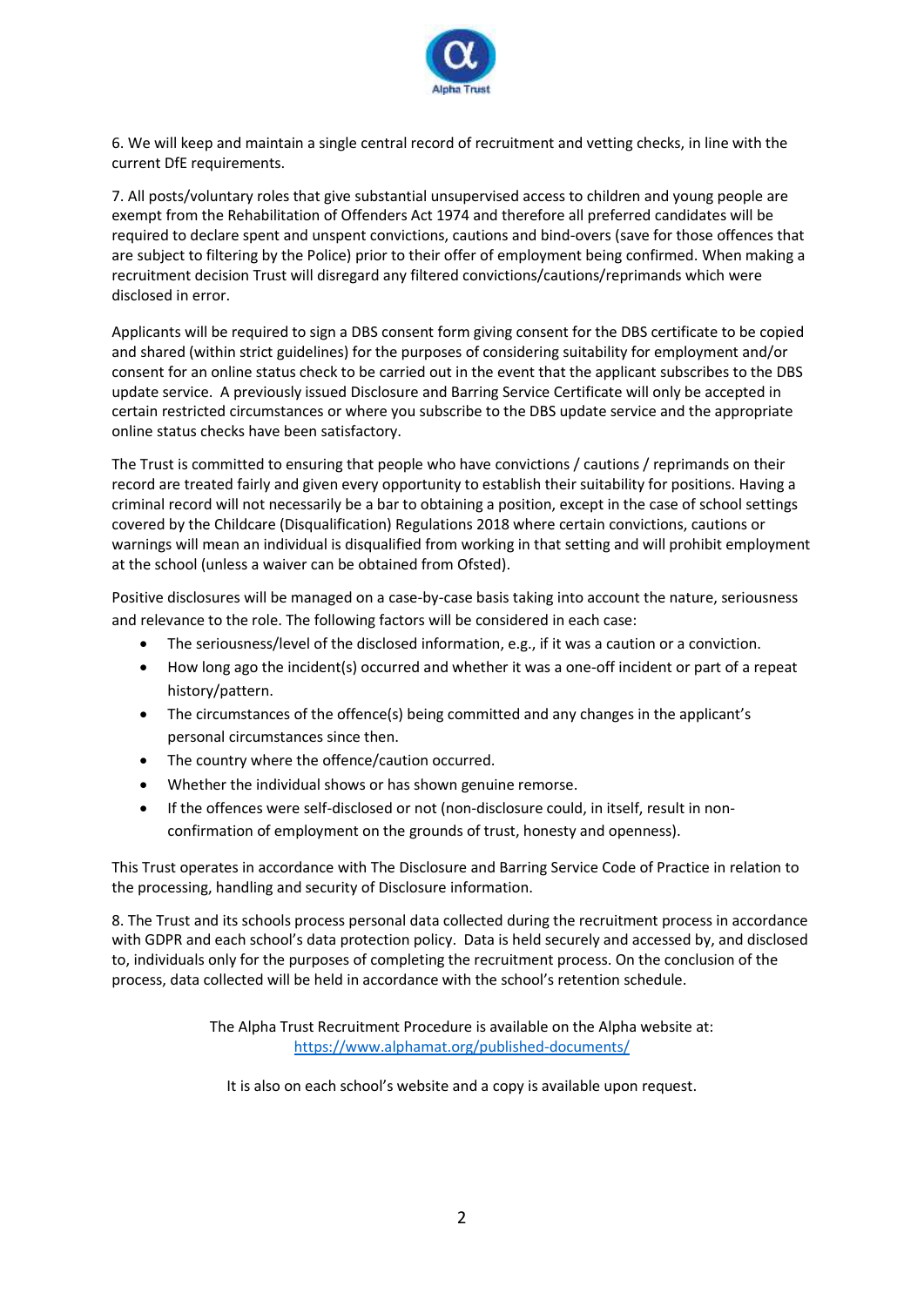6. We will keep and maintain a single central record of recruitment and vetting checks, in line with the current DfE requirements.

7. All posts/voluntary roles that give substantial unsupervised access to children and young people are exempt from the Rehabilitation of Offenders Act 1974 and therefore all preferred candidates will be required to declare spent and unspent convictions, cautions and bind-overs (save for those offences that are subject to filtering by the Police) prior to their offer of employment being confirmed. When making a recruitment decision Trust will disregard any filtered convictions/cautions/reprimands which were disclosed in error.

Applicants will be required to sign a DBS consent form giving consent for the DBS certificate to be copied and shared (within strict guidelines) for the purposes of considering suitability for employment and/or consent for an online status check to be carried out in the event that the applicant subscribes to the DBS update service. A previously issued Disclosure and Barring Service Certificate will only be accepted in certain restricted circumstances or where you subscribe to the DBS update service and the appropriate online status checks have been satisfactory.

The Trust is committed to ensuring that people who have convictions / cautions / reprimands on their record are treated fairly and given every opportunity to establish their suitability for positions. Having a criminal record will not necessarily be a bar to obtaining a position, except in the case of school settings covered by the Childcare (Disqualification) Regulations 2018 where certain convictions, cautions or warnings will mean an individual is disqualified from working in that setting and will prohibit employment at the school (unless a waiver can be obtained from Ofsted).

Positive disclosures will be managed on a case-by-case basis taking into account the nature, seriousness and relevance to the role. The following factors will be considered in each case:

- The seriousness/level of the disclosed information, e.g., if it was a caution or a conviction.
- How long ago the incident(s) occurred and whether it was a one-off incident or part of a repeat history/pattern.
- The circumstances of the offence(s) being committed and any changes in the applicant's personal circumstances since then.
- The country where the offence/caution occurred.
- Whether the individual shows or has shown genuine remorse.
- If the offences were self-disclosed or not (non-disclosure could, in itself, result in non-confirmation of employment on the grounds of trust, honesty and openness).

This Trust operates in accordance with The Disclosure and Barring Service Code of Practice in relation to the processing, handling and security of Disclosure information.

8. The Trust and its schools process personal data collected during the recruitment process in accordance with GDPR and each school's data protection policy. Data is held securely and accessed by, and disclosed to, individuals only for the purposes of completing the recruitment process. On the conclusion of the process, data collected will be held in accordance with the school's retention schedule.

The Alpha Trust Recruitment Procedure is available on the Alpha website at:
https://www.alphamat.org/published-documents/

It is also on each school's website and a copy is available upon request.